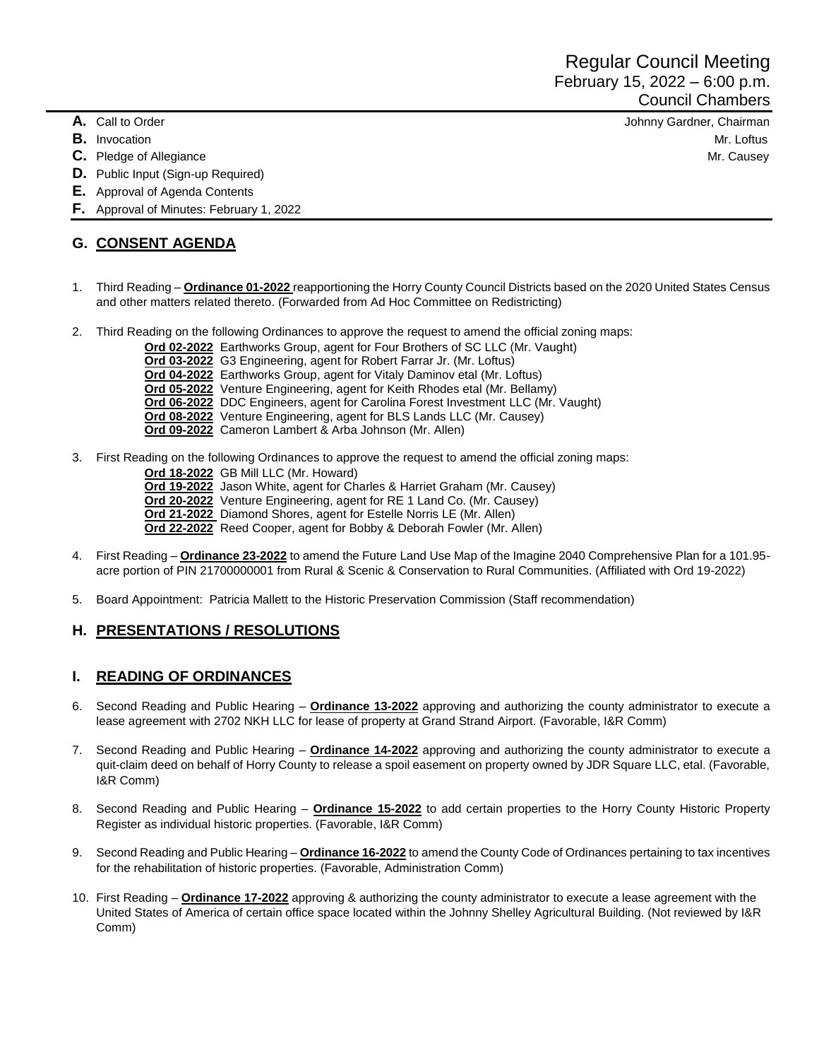# Regular Council Meeting
## February 15, 2022 – 6:00 p.m.
## Council Chambers

**A.** Call to Order — Johnny Gardner, Chairman
**B.** Invocation — Mr. Loftus
**C.** Pledge of Allegiance — Mr. Causey
**D.** Public Input (Sign-up Required)
**E.** Approval of Agenda Contents
**F.** Approval of Minutes: February 1, 2022

## G. CONSENT AGENDA

1. Third Reading – **Ordinance 01-2022** reapportioning the Horry County Council Districts based on the 2020 United States Census and other matters related thereto. (Forwarded from Ad Hoc Committee on Redistricting)

2. Third Reading on the following Ordinances to approve the request to amend the official zoning maps:
   - **Ord 02-2022** Earthworks Group, agent for Four Brothers of SC LLC (Mr. Vaught)
   - **Ord 03-2022** G3 Engineering, agent for Robert Farrar Jr. (Mr. Loftus)
   - **Ord 04-2022** Earthworks Group, agent for Vitaly Daminov etal (Mr. Loftus)
   - **Ord 05-2022** Venture Engineering, agent for Keith Rhodes etal (Mr. Bellamy)
   - **Ord 06-2022** DDC Engineers, agent for Carolina Forest Investment LLC (Mr. Vaught)
   - **Ord 08-2022** Venture Engineering, agent for BLS Lands LLC (Mr. Causey)
   - **Ord 09-2022** Cameron Lambert & Arba Johnson (Mr. Allen)

3. First Reading on the following Ordinances to approve the request to amend the official zoning maps:
   - **Ord 18-2022** GB Mill LLC (Mr. Howard)
   - **Ord 19-2022** Jason White, agent for Charles & Harriet Graham (Mr. Causey)
   - **Ord 20-2022** Venture Engineering, agent for RE 1 Land Co. (Mr. Causey)
   - **Ord 21-2022** Diamond Shores, agent for Estelle Norris LE (Mr. Allen)
   - **Ord 22-2022** Reed Cooper, agent for Bobby & Deborah Fowler (Mr. Allen)

4. First Reading – **Ordinance 23-2022** to amend the Future Land Use Map of the Imagine 2040 Comprehensive Plan for a 101.95-acre portion of PIN 21700000001 from Rural & Scenic & Conservation to Rural Communities. (Affiliated with Ord 19-2022)

5. Board Appointment: Patricia Mallett to the Historic Preservation Commission (Staff recommendation)

## H. PRESENTATIONS / RESOLUTIONS

## I. READING OF ORDINANCES

6. Second Reading and Public Hearing – **Ordinance 13-2022** approving and authorizing the county administrator to execute a lease agreement with 2702 NKH LLC for lease of property at Grand Strand Airport. (Favorable, I&R Comm)

7. Second Reading and Public Hearing – **Ordinance 14-2022** approving and authorizing the county administrator to execute a quit-claim deed on behalf of Horry County to release a spoil easement on property owned by JDR Square LLC, etal. (Favorable, I&R Comm)

8. Second Reading and Public Hearing – **Ordinance 15-2022** to add certain properties to the Horry County Historic Property Register as individual historic properties. (Favorable, I&R Comm)

9. Second Reading and Public Hearing – **Ordinance 16-2022** to amend the County Code of Ordinances pertaining to tax incentives for the rehabilitation of historic properties. (Favorable, Administration Comm)

10. First Reading – **Ordinance 17-2022** approving & authorizing the county administrator to execute a lease agreement with the United States of America of certain office space located within the Johnny Shelley Agricultural Building. (Not reviewed by I&R Comm)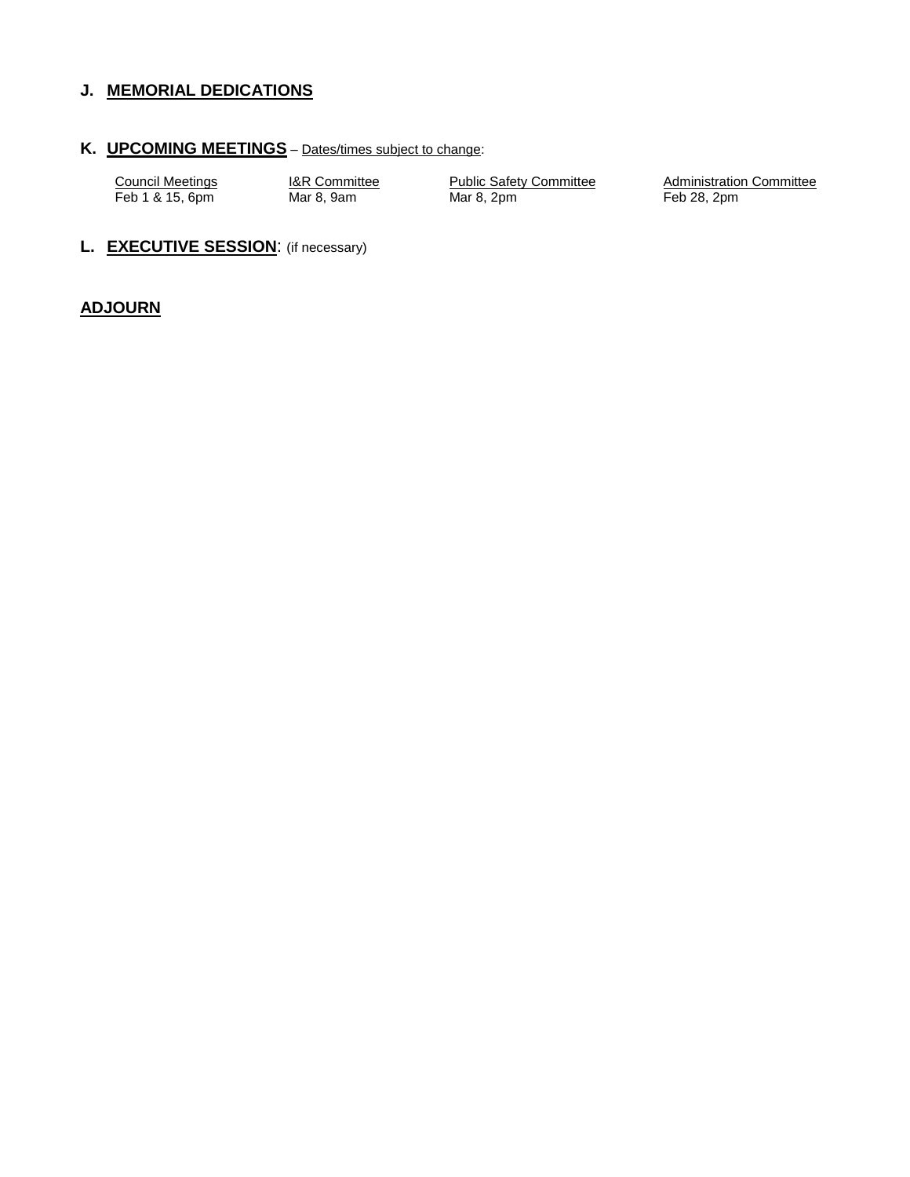## J. MEMORIAL DEDICATIONS

## K. UPCOMING MEETINGS – Dates/times subject to change:

| Council Meetings | I&R Committee | Public Safety Committee | Administration Committee |
|---|---|---|---|
| Feb 1 & 15, 6pm | Mar 8, 9am | Mar 8, 2pm | Feb 28, 2pm |

## L. EXECUTIVE SESSION: (if necessary)

## ADJOURN